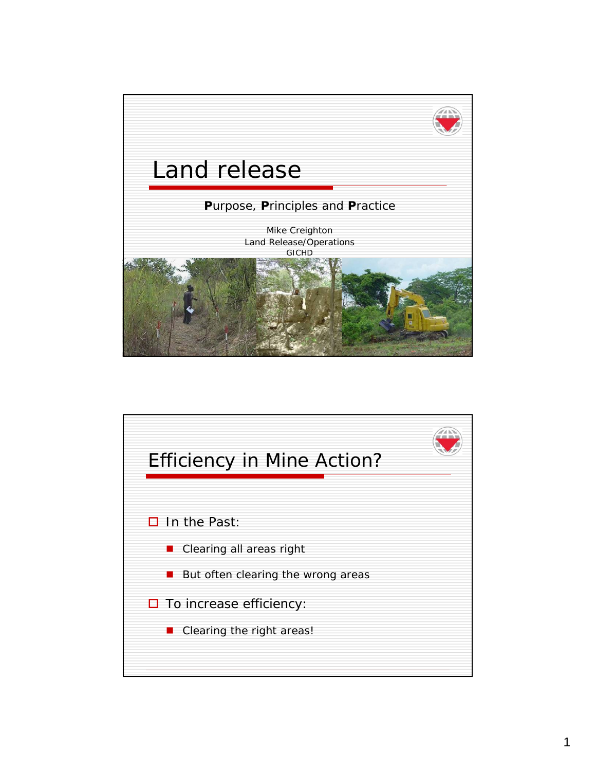# Land release

**P**urpose, **P**rinciples and **P**ractice

Mike Creighton
Land Release/Operations
GICHD

## Efficiency in Mine Action?

- In the Past:
  - Clearing all areas right
  - But often clearing the wrong areas
- To increase efficiency:
  - Clearing the right areas!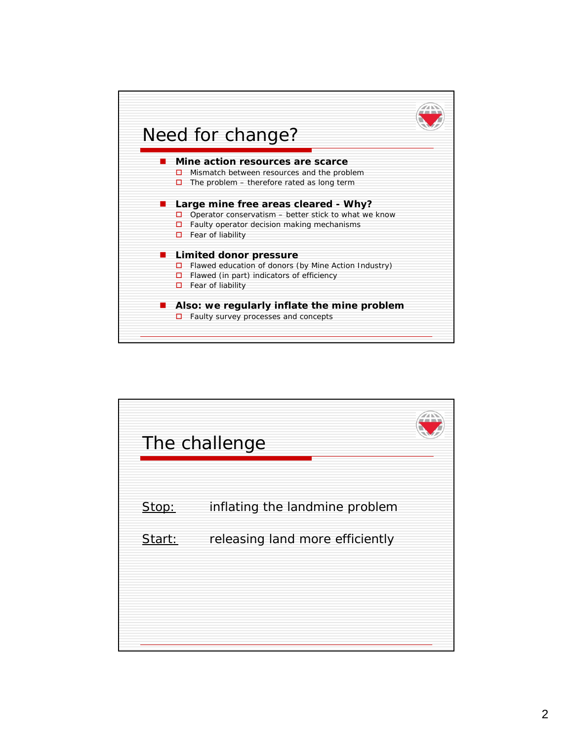## Need for change?

- **Mine action resources are scarce**
  - Mismatch between resources and the problem
  - The problem – therefore rated as long term
- **Large mine free areas cleared - Why?**
  - Operator conservatism – better stick to what we know
  - Faulty operator decision making mechanisms
  - Fear of liability
- **Limited donor pressure**
  - Flawed education of donors (by Mine Action Industry)
  - Flawed (in part) indicators of efficiency
  - Fear of liability
- **Also: we regularly inflate the mine problem**
  - Faulty survey processes and concepts

## The challenge

Stop: inflating the landmine problem

Start: releasing land more efficiently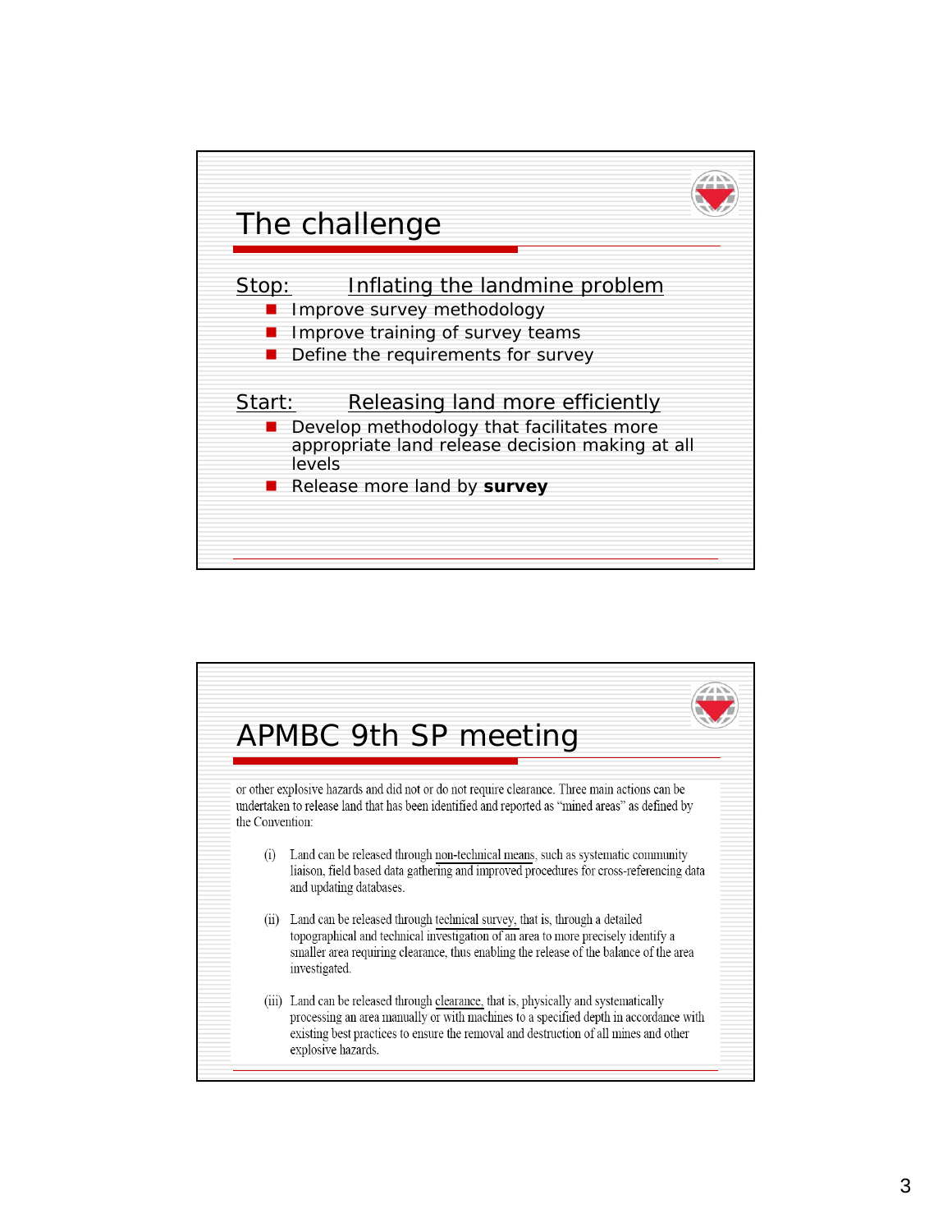# The challenge

Stop: Inflating the landmine problem

- Improve survey methodology
- Improve training of survey teams
- Define the requirements for survey

Start: Releasing land more efficiently

- Develop methodology that facilitates more appropriate land release decision making at all levels
- Release more land by **survey**

# APMBC 9th SP meeting

or other explosive hazards and did not or do not require clearance. Three main actions can be undertaken to release land that has been identified and reported as "mined areas" as defined by the Convention:

(i) Land can be released through non-technical means, such as systematic community liaison, field based data gathering and improved procedures for cross-referencing data and updating databases.

(ii) Land can be released through technical survey, that is, through a detailed topographical and technical investigation of an area to more precisely identify a smaller area requiring clearance, thus enabling the release of the balance of the area investigated.

(iii) Land can be released through clearance, that is, physically and systematically processing an area manually or with machines to a specified depth in accordance with existing best practices to ensure the removal and destruction of all mines and other explosive hazards.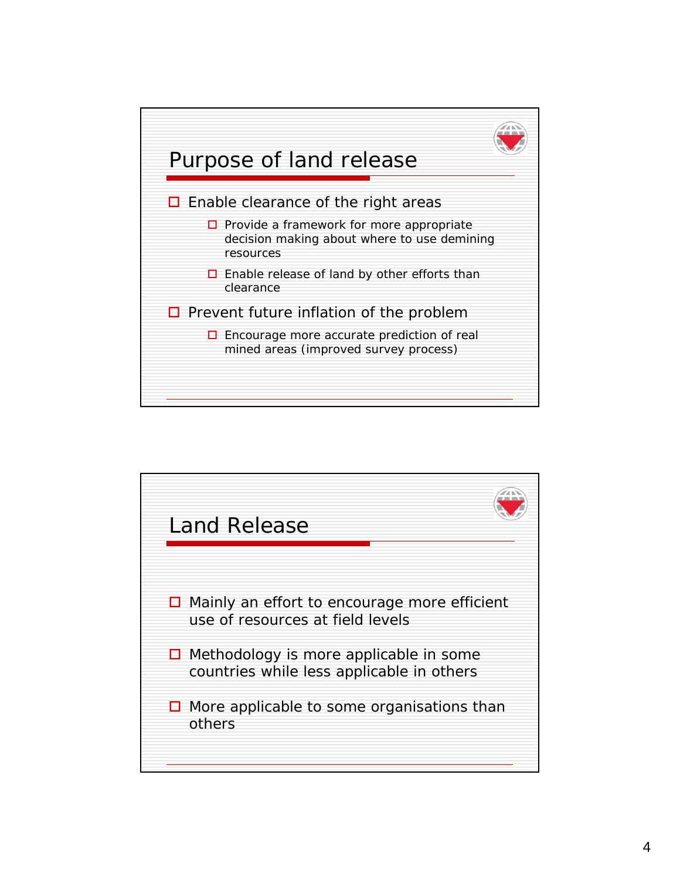## Purpose of land release

- Enable clearance of the right areas
  - Provide a framework for more appropriate decision making about where to use demining resources
  - Enable release of land by other efforts than clearance
- Prevent future inflation of the problem
  - Encourage more accurate prediction of real mined areas (improved survey process)

## Land Release

- Mainly an effort to encourage more efficient use of resources at field levels
- Methodology is more applicable in some countries while less applicable in others
- More applicable to some organisations than others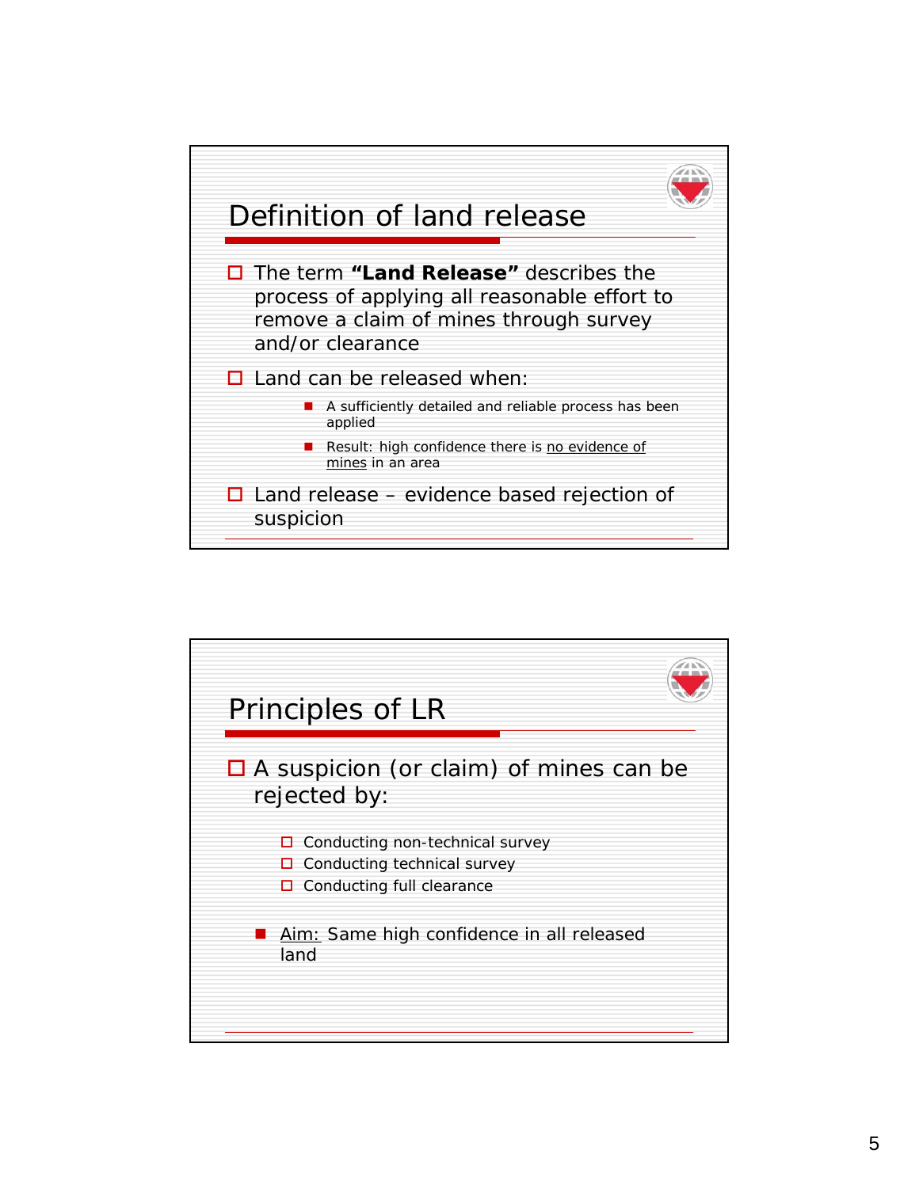## Definition of land release

- The term **"Land Release"** describes the process of applying all reasonable effort to remove a claim of mines through survey and/or clearance
- Land can be released when:
  - A sufficiently detailed and reliable process has been applied
  - Result: high confidence there is no evidence of mines in an area
- Land release – evidence based rejection of suspicion

## Principles of LR

- A suspicion (or claim) of mines can be rejected by:
  - Conducting non-technical survey
  - Conducting technical survey
  - Conducting full clearance

- Aim: Same high confidence in all released land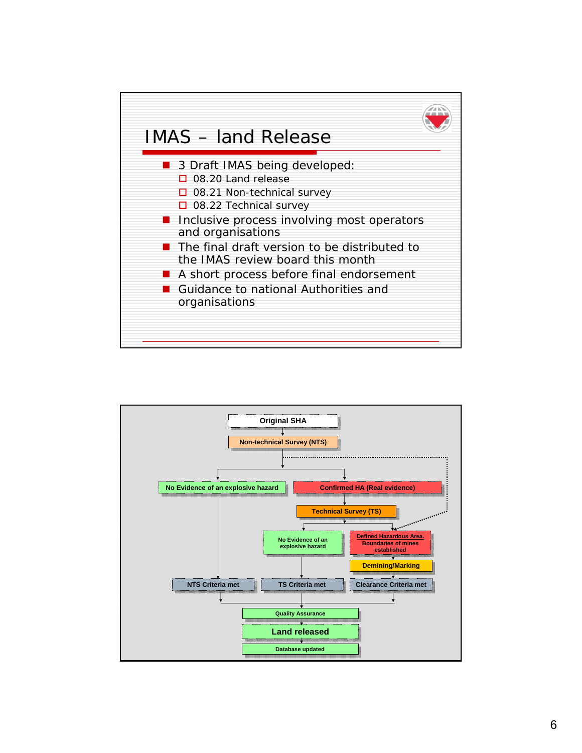# IMAS – land Release

- 3 Draft IMAS being developed:
  - 08.20 Land release
  - 08.21 Non-technical survey
  - 08.22 Technical survey
- Inclusive process involving most operators and organisations
- The final draft version to be distributed to the IMAS review board this month
- A short process before final endorsement
- Guidance to national Authorities and organisations

Original SHA

Non-technical Survey (NTS)

No Evidence of an explosive hazard

Confirmed HA (Real evidence)

Technical Survey (TS)

No Evidence of an explosive hazard

Defined Hazardous Area. Boundaries of mines established

Demining/Marking

NTS Criteria met

TS Criteria met

Clearance Criteria met

Quality Assurance

Land released

Database updated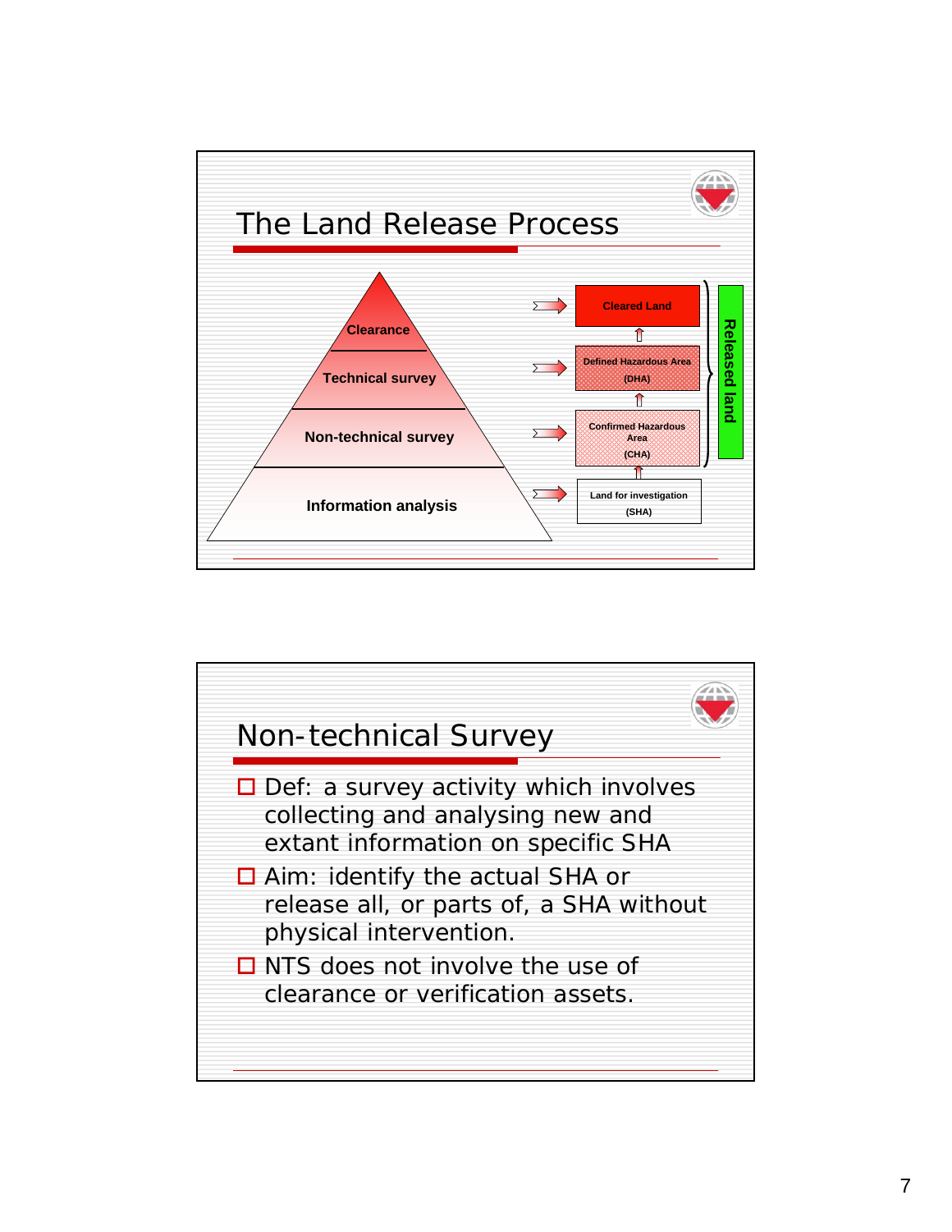## The Land Release Process

- Clearance → Cleared Land
- Technical survey → Defined Hazardous Area (DHA)
- Non-technical survey → Confirmed Hazardous Area (CHA)
- Information analysis → Land for investigation (SHA)

Released land

## Non-technical Survey

- Def: a survey activity which involves collecting and analysing new and extant information on specific SHA
- Aim: identify the actual SHA or release all, or parts of, a SHA without physical intervention.
- NTS does not involve the use of clearance or verification assets.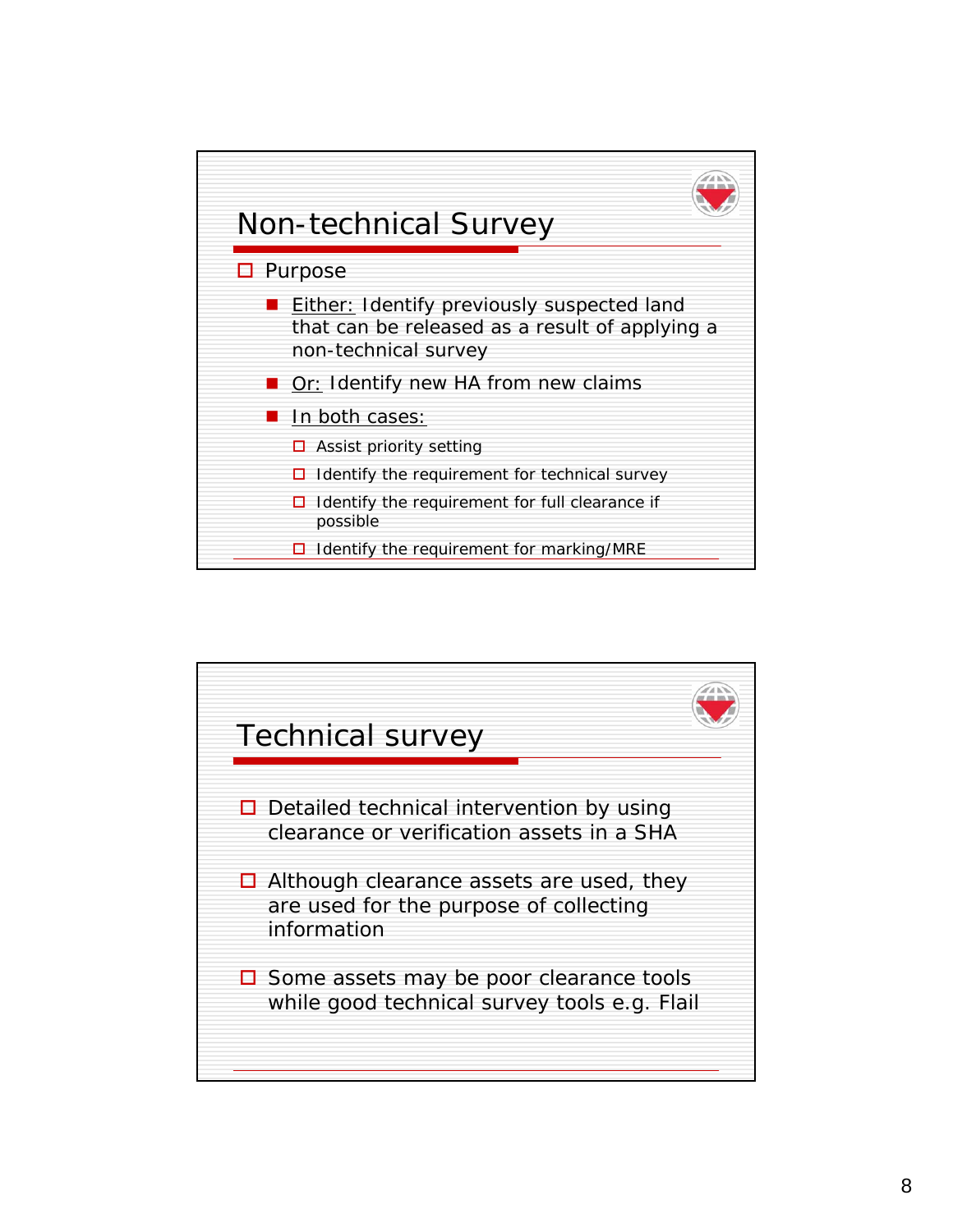## Non-technical Survey

- Purpose
  - Either: Identify previously suspected land that can be released as a result of applying a non-technical survey
  - Or: Identify new HA from new claims
  - In both cases:
    - Assist priority setting
    - Identify the requirement for technical survey
    - Identify the requirement for full clearance if possible
    - Identify the requirement for marking/MRE

## Technical survey

- Detailed technical intervention by using clearance or verification assets in a SHA
- Although clearance assets are used, they are used for the purpose of collecting information
- Some assets may be poor clearance tools while good technical survey tools e.g. Flail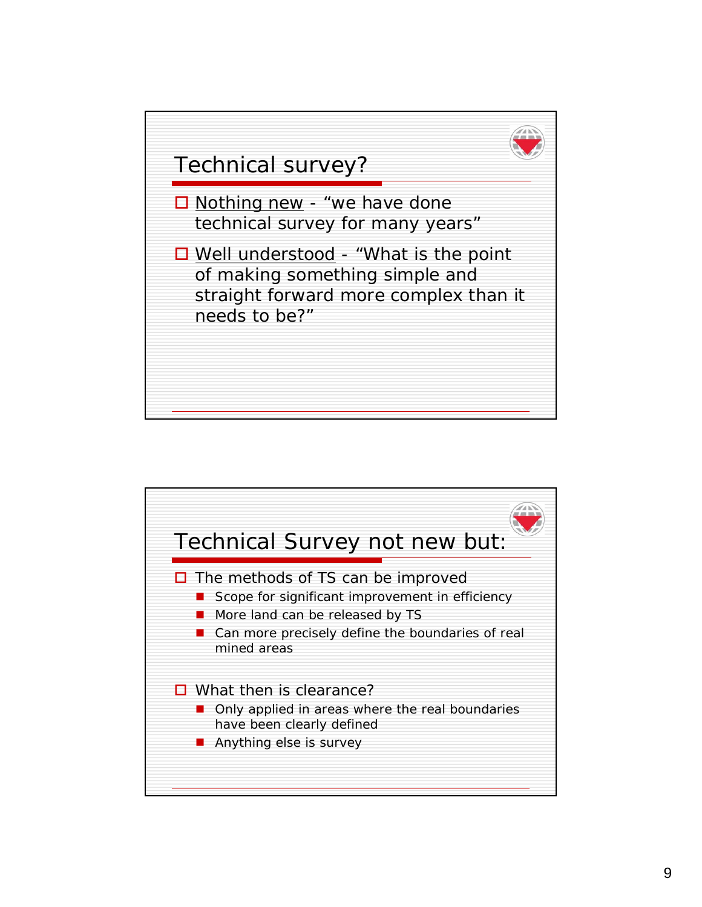## Technical survey?

- Nothing new - "we have done technical survey for many years"
- Well understood - "What is the point of making something simple and straight forward more complex than it needs to be?"

## Technical Survey not new but:

- The methods of TS can be improved
  - Scope for significant improvement in efficiency
  - More land can be released by TS
  - Can more precisely define the boundaries of real mined areas
- What then is clearance?
  - Only applied in areas where the real boundaries have been clearly defined
  - Anything else is survey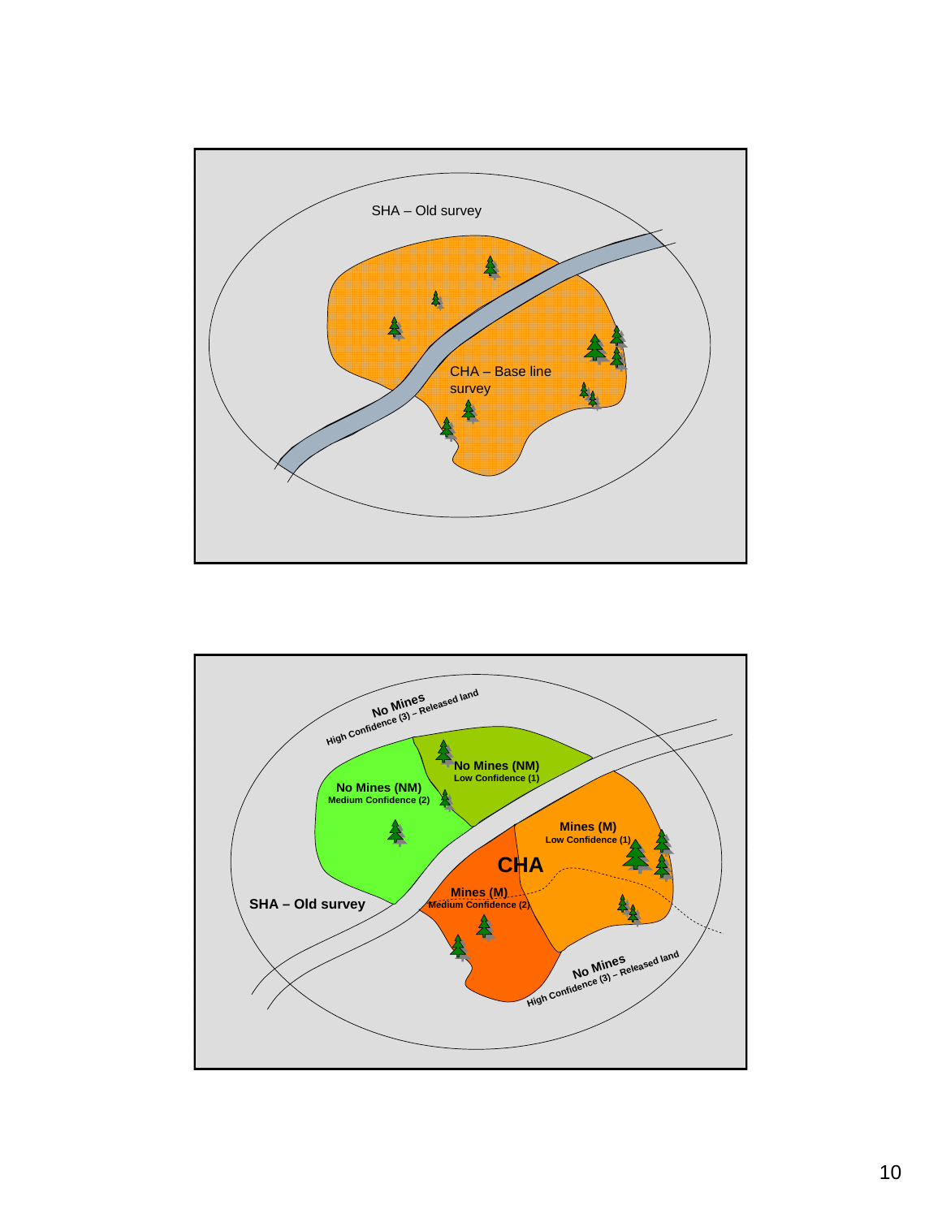SHA – Old survey

CHA – Base line survey

No Mines
High Confidence (3) – Released land

No Mines (NM)
Low Confidence (1)

No Mines (NM)
Medium Confidence (2)

Mines (M)
Low Confidence (1)

CHA

Mines (M)
Medium Confidence (2)

SHA – Old survey

No Mines
High Confidence (3) – Released land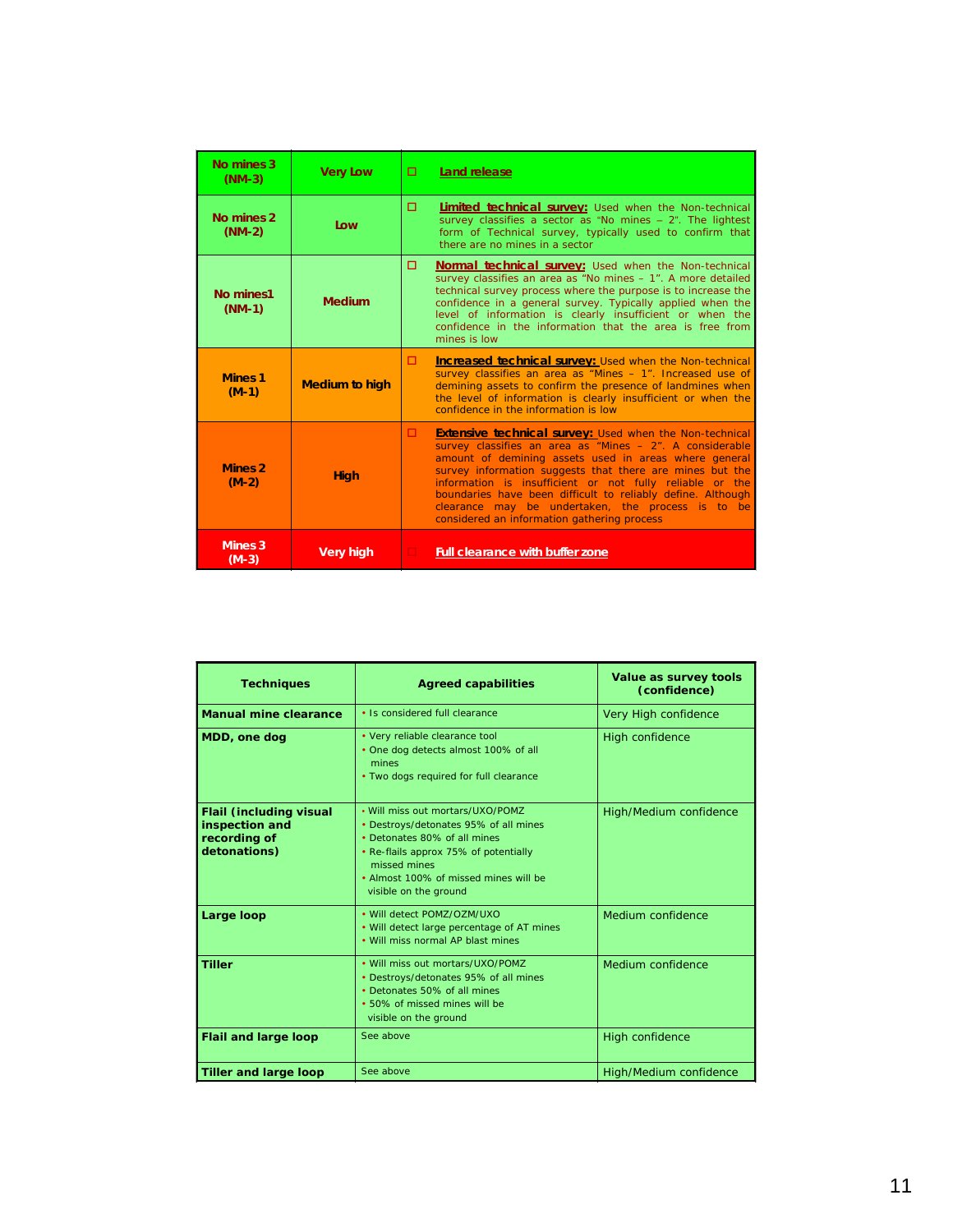| | | |
|---|---|---|
| **No mines 3 (NM-3)** | **Very Low** | ◻ **Land release** |
| **No mines 2 (NM-2)** | **Low** | ◻ **Limited technical survey:** Used when the Non-technical survey classifies a sector as "No mines – 2". The lightest form of Technical survey, typically used to confirm that there are no mines in a sector |
| **No mines1 (NM-1)** | **Medium** | ◻ **Normal technical survey:** Used when the Non-technical survey classifies an area as "No mines – 1". A more detailed technical survey process where the purpose is to increase the confidence in a general survey. Typically applied when the level of information is clearly insufficient or when the confidence in the information that the area is free from mines is low |
| **Mines 1 (M-1)** | **Medium to high** | ◻ **Increased technical survey:** Used when the Non-technical survey classifies an area as "Mines – 1". Increased use of demining assets to confirm the presence of landmines when the level of information is clearly insufficient or when the confidence in the information is low |
| **Mines 2 (M-2)** | **High** | ◻ **Extensive technical survey:** Used when the Non-technical survey classifies an area as "Mines – 2". A considerable amount of demining assets used in areas where general survey information suggests that there are mines but the information is insufficient or not fully reliable or the boundaries have been difficult to reliably define. Although clearance may be undertaken, the process is to be considered an information gathering process |
| **Mines 3 (M-3)** | **Very high** | ◻ **Full clearance with buffer zone** |

| **Techniques** | **Agreed capabilities** | **Value as survey tools (confidence)** |
|---|---|---|
| **Manual mine clearance** | • Is considered full clearance | Very High confidence |
| **MDD, one dog** | • Very reliable clearance tool<br>• One dog detects almost 100% of all mines<br>• Two dogs required for full clearance | High confidence |
| **Flail (including visual inspection and recording of detonations)** | • Will miss out mortars/UXO/POMZ<br>• Destroys/detonates 95% of all mines<br>• Detonates 80% of all mines<br>• Re-flails approx 75% of potentially missed mines<br>• Almost 100% of missed mines will be visible on the ground | High/Medium confidence |
| **Large loop** | • Will detect POMZ/OZM/UXO<br>• Will detect large percentage of AT mines<br>• Will miss normal AP blast mines | Medium confidence |
| **Tiller** | • Will miss out mortars/UXO/POMZ<br>• Destroys/detonates 95% of all mines<br>• Detonates 50% of all mines<br>• 50% of missed mines will be visible on the ground | Medium confidence |
| **Flail and large loop** | See above | High confidence |
| **Tiller and large loop** | See above | High/Medium confidence |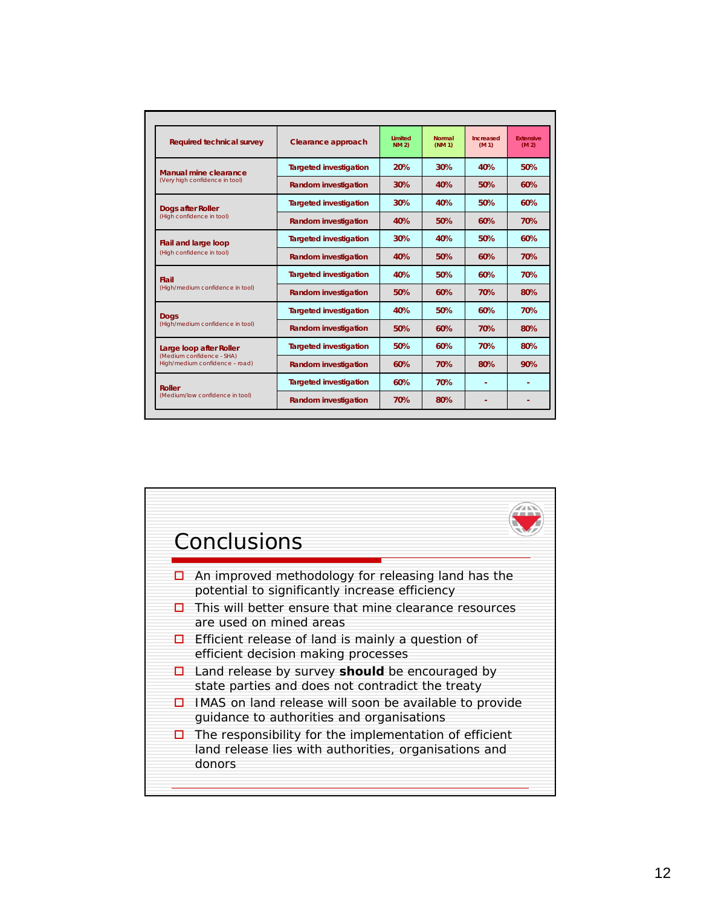| Required technical survey | Clearance approach | Limited NM 2) | Normal (NM 1) | Increased (M 1) | Extensive (M 2) |
|---|---|---|---|---|---|
| **Manual mine clearance** (Very high confidence in tool) | Targeted investigation | 20% | 30% | 40% | 50% |
| | Random investigation | 30% | 40% | 50% | 60% |
| **Dogs after Roller** (High confidence in tool) | Targeted investigation | 30% | 40% | 50% | 60% |
| | Random investigation | 40% | 50% | 60% | 70% |
| **Flail and large loop** (High confidence in tool) | Targeted investigation | 30% | 40% | 50% | 60% |
| | Random investigation | 40% | 50% | 60% | 70% |
| **Flail** (High/medium confidence in tool) | Targeted investigation | 40% | 50% | 60% | 70% |
| | Random investigation | 50% | 60% | 70% | 80% |
| **Dogs** (High/medium confidence in tool) | Targeted investigation | 40% | 50% | 60% | 70% |
| | Random investigation | 50% | 60% | 70% | 80% |
| **Large loop after Roller** (Medium confidence - SHA) High/medium confidence – road) | Targeted investigation | 50% | 60% | 70% | 80% |
| | Random investigation | 60% | 70% | 80% | 90% |
| **Roller** (Medium/low confidence in tool) | Targeted investigation | 60% | 70% | - | - |
| | Random investigation | 70% | 80% | - | - |

# Conclusions

- An improved methodology for releasing land has the potential to significantly increase efficiency
- This will better ensure that mine clearance resources are used on mined areas
- Efficient release of land is mainly a question of efficient decision making processes
- Land release by survey **should** be encouraged by state parties and does not contradict the treaty
- IMAS on land release will soon be available to provide guidance to authorities and organisations
- The responsibility for the implementation of efficient land release lies with authorities, organisations and donors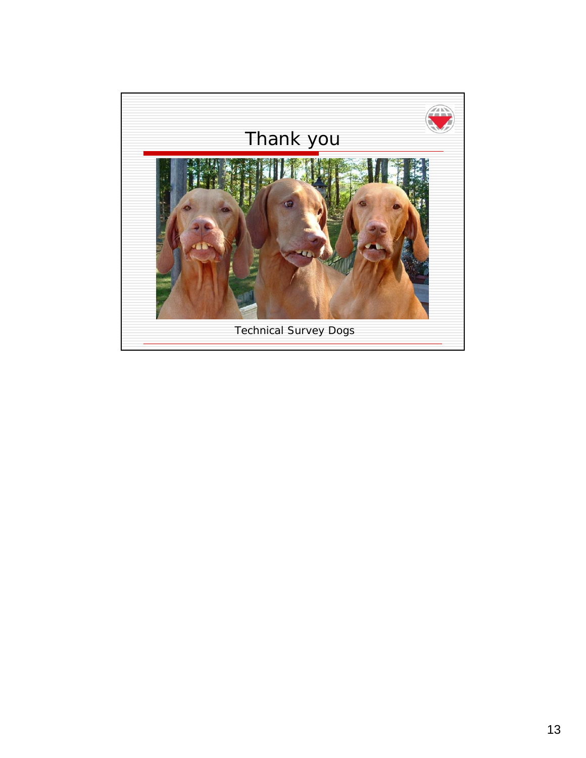# Thank you

Technical Survey Dogs